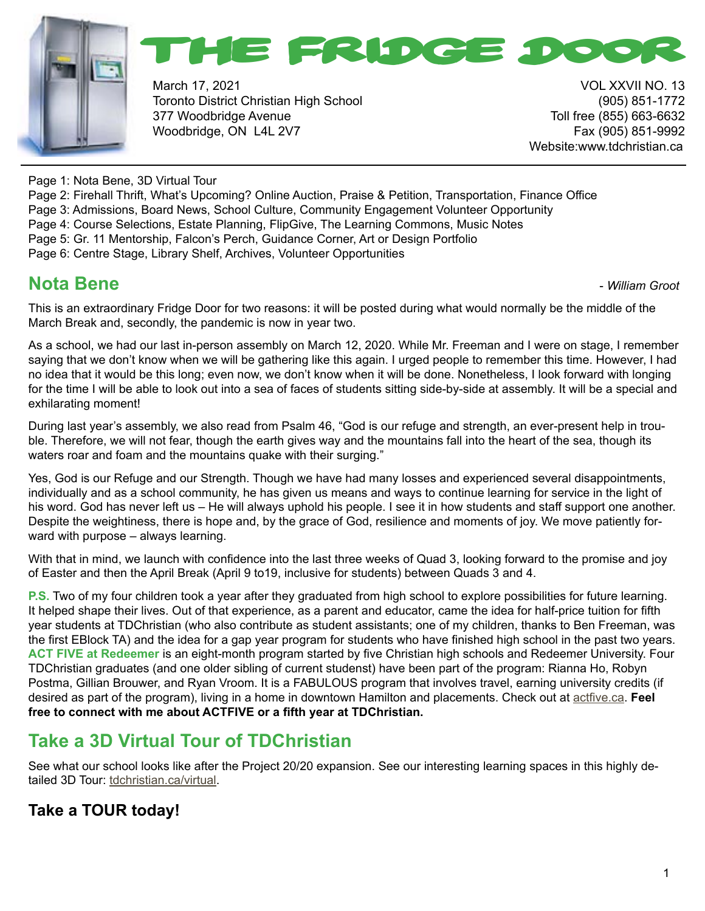# THE FRIDGE DOOR

March 17, 2021
Toronto District Christian High School
377 Woodbridge Avenue
Woodbridge, ON L4L 2V7

VOL XXVII NO. 13
(905) 851-1772
Toll free (855) 663-6632
Fax (905) 851-9992
Website:www.tdchristian.ca

Page 1: Nota Bene, 3D Virtual Tour
Page 2: Firehall Thrift, What's Upcoming? Online Auction, Praise & Petition, Transportation, Finance Office
Page 3: Admissions, Board News, School Culture, Community Engagement Volunteer Opportunity
Page 4: Course Selections, Estate Planning, FlipGive, The Learning Commons, Music Notes
Page 5: Gr. 11 Mentorship, Falcon's Perch, Guidance Corner, Art or Design Portfolio
Page 6: Centre Stage, Library Shelf, Archives, Volunteer Opportunities

## Nota Bene

*- William Groot*

This is an extraordinary Fridge Door for two reasons: it will be posted during what would normally be the middle of the March Break and, secondly, the pandemic is now in year two.

As a school, we had our last in-person assembly on March 12, 2020. While Mr. Freeman and I were on stage, I remember saying that we don't know when we will be gathering like this again. I urged people to remember this time. However, I had no idea that it would be this long; even now, we don't know when it will be done. Nonetheless, I look forward with longing for the time I will be able to look out into a sea of faces of students sitting side-by-side at assembly. It will be a special and exhilarating moment!

During last year's assembly, we also read from Psalm 46, "God is our refuge and strength, an ever-present help in trouble. Therefore, we will not fear, though the earth gives way and the mountains fall into the heart of the sea, though its waters roar and foam and the mountains quake with their surging."

Yes, God is our Refuge and our Strength. Though we have had many losses and experienced several disappointments, individually and as a school community, he has given us means and ways to continue learning for service in the light of his word. God has never left us – He will always uphold his people. I see it in how students and staff support one another. Despite the weightiness, there is hope and, by the grace of God, resilience and moments of joy. We move patiently forward with purpose – always learning.

With that in mind, we launch with confidence into the last three weeks of Quad 3, looking forward to the promise and joy of Easter and then the April Break (April 9 to19, inclusive for students) between Quads 3 and 4.

**P.S.** Two of my four children took a year after they graduated from high school to explore possibilities for future learning. It helped shape their lives. Out of that experience, as a parent and educator, came the idea for half-price tuition for fifth year students at TDChristian (who also contribute as student assistants; one of my children, thanks to Ben Freeman, was the first EBlock TA) and the idea for a gap year program for students who have finished high school in the past two years. **ACT FIVE at Redeemer** is an eight-month program started by five Christian high schools and Redeemer University. Four TDChristian graduates (and one older sibling of current studenst) have been part of the program: Rianna Ho, Robyn Postma, Gillian Brouwer, and Ryan Vroom. It is a FABULOUS program that involves travel, earning university credits (if desired as part of the program), living in a home in downtown Hamilton and placements. Check out at actfive.ca. **Feel free to connect with me about ACTFIVE or a fifth year at TDChristian.**

## Take a 3D Virtual Tour of TDChristian

See what our school looks like after the Project 20/20 expansion. See our interesting learning spaces in this highly detailed 3D Tour: tdchristian.ca/virtual.

### Take a TOUR today!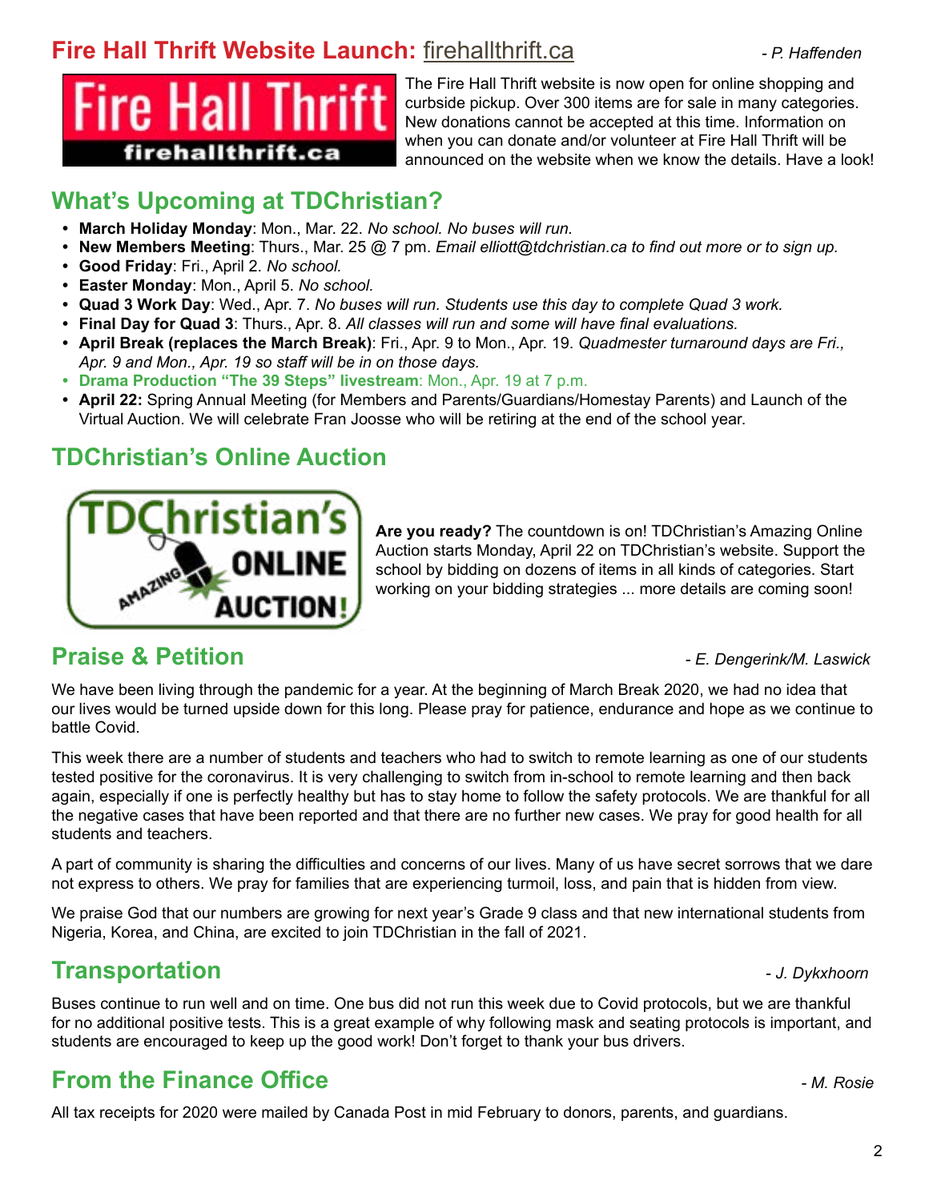## Fire Hall Thrift Website Launch: firehallthrift.ca

*- P. Haffenden*

The Fire Hall Thrift website is now open for online shopping and curbside pickup. Over 300 items are for sale in many categories. New donations cannot be accepted at this time. Information on when you can donate and/or volunteer at Fire Hall Thrift will be announced on the website when we know the details. Have a look!

## What's Upcoming at TDChristian?

- **March Holiday Monday**: Mon., Mar. 22. *No school. No buses will run.*
- **New Members Meeting**: Thurs., Mar. 25 @ 7 pm. *Email elliott@tdchristian.ca to find out more or to sign up.*
- **Good Friday**: Fri., April 2. *No school.*
- **Easter Monday**: Mon., April 5. *No school.*
- **Quad 3 Work Day**: Wed., Apr. 7. *No buses will run. Students use this day to complete Quad 3 work.*
- **Final Day for Quad 3**: Thurs., Apr. 8. *All classes will run and some will have final evaluations.*
- **April Break (replaces the March Break)**: Fri., Apr. 9 to Mon., Apr. 19. *Quadmester turnaround days are Fri., Apr. 9 and Mon., Apr. 19 so staff will be in on those days.*
- **Drama Production "The 39 Steps" livestream**: Mon., Apr. 19 at 7 p.m.
- **April 22:** Spring Annual Meeting (for Members and Parents/Guardians/Homestay Parents) and Launch of the Virtual Auction. We will celebrate Fran Joosse who will be retiring at the end of the school year.

## TDChristian's Online Auction

**Are you ready?** The countdown is on! TDChristian's Amazing Online Auction starts Monday, April 22 on TDChristian's website. Support the school by bidding on dozens of items in all kinds of categories. Start working on your bidding strategies ... more details are coming soon!

## Praise & Petition

*- E. Dengerink/M. Laswick*

We have been living through the pandemic for a year. At the beginning of March Break 2020, we had no idea that our lives would be turned upside down for this long. Please pray for patience, endurance and hope as we continue to battle Covid.

This week there are a number of students and teachers who had to switch to remote learning as one of our students tested positive for the coronavirus. It is very challenging to switch from in-school to remote learning and then back again, especially if one is perfectly healthy but has to stay home to follow the safety protocols. We are thankful for all the negative cases that have been reported and that there are no further new cases. We pray for good health for all students and teachers.

A part of community is sharing the difficulties and concerns of our lives. Many of us have secret sorrows that we dare not express to others. We pray for families that are experiencing turmoil, loss, and pain that is hidden from view.

We praise God that our numbers are growing for next year's Grade 9 class and that new international students from Nigeria, Korea, and China, are excited to join TDChristian in the fall of 2021.

## Transportation

*- J. Dykxhoorn*

Buses continue to run well and on time. One bus did not run this week due to Covid protocols, but we are thankful for no additional positive tests. This is a great example of why following mask and seating protocols is important, and students are encouraged to keep up the good work! Don't forget to thank your bus drivers.

## From the Finance Office

*- M. Rosie*

All tax receipts for 2020 were mailed by Canada Post in mid February to donors, parents, and guardians.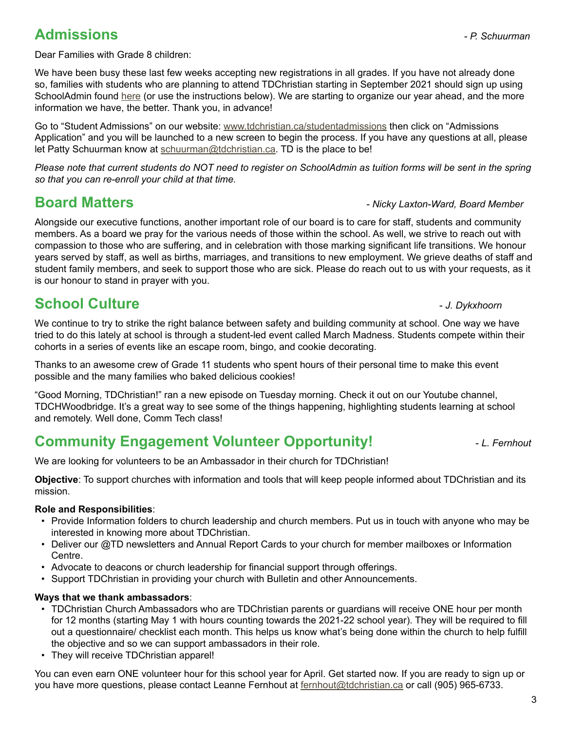## Admissions

*- P. Schuurman*

Dear Families with Grade 8 children:

We have been busy these last few weeks accepting new registrations in all grades. If you have not already done so, families with students who are planning to attend TDChristian starting in September 2021 should sign up using SchoolAdmin found here (or use the instructions below). We are starting to organize our year ahead, and the more information we have, the better. Thank you, in advance!

Go to "Student Admissions" on our website: www.tdchristian.ca/studentadmissions then click on "Admissions Application" and you will be launched to a new screen to begin the process. If you have any questions at all, please let Patty Schuurman know at schuurman@tdchristian.ca. TD is the place to be!

*Please note that current students do NOT need to register on SchoolAdmin as tuition forms will be sent in the spring so that you can re-enroll your child at that time.*

## Board Matters

*- Nicky Laxton-Ward, Board Member*

Alongside our executive functions, another important role of our board is to care for staff, students and community members. As a board we pray for the various needs of those within the school. As well, we strive to reach out with compassion to those who are suffering, and in celebration with those marking significant life transitions. We honour years served by staff, as well as births, marriages, and transitions to new employment. We grieve deaths of staff and student family members, and seek to support those who are sick. Please do reach out to us with your requests, as it is our honour to stand in prayer with you.

## School Culture

*- J. Dykxhoorn*

We continue to try to strike the right balance between safety and building community at school. One way we have tried to do this lately at school is through a student-led event called March Madness. Students compete within their cohorts in a series of events like an escape room, bingo, and cookie decorating.

Thanks to an awesome crew of Grade 11 students who spent hours of their personal time to make this event possible and the many families who baked delicious cookies!

"Good Morning, TDChristian!" ran a new episode on Tuesday morning. Check it out on our Youtube channel, TDCHWoodbridge. It's a great way to see some of the things happening, highlighting students learning at school and remotely. Well done, Comm Tech class!

## Community Engagement Volunteer Opportunity!

*- L. Fernhout*

We are looking for volunteers to be an Ambassador in their church for TDChristian!

**Objective**: To support churches with information and tools that will keep people informed about TDChristian and its mission.

**Role and Responsibilities**:

- Provide Information folders to church leadership and church members. Put us in touch with anyone who may be interested in knowing more about TDChristian.
- Deliver our @TD newsletters and Annual Report Cards to your church for member mailboxes or Information Centre.
- Advocate to deacons or church leadership for financial support through offerings.
- Support TDChristian in providing your church with Bulletin and other Announcements.

**Ways that we thank ambassadors**:

- TDChristian Church Ambassadors who are TDChristian parents or guardians will receive ONE hour per month for 12 months (starting May 1 with hours counting towards the 2021-22 school year). They will be required to fill out a questionnaire/ checklist each month. This helps us know what's being done within the church to help fulfill the objective and so we can support ambassadors in their role.
- They will receive TDChristian apparel!

You can even earn ONE volunteer hour for this school year for April. Get started now. If you are ready to sign up or you have more questions, please contact Leanne Fernhout at fernhout@tdchristian.ca or call (905) 965-6733.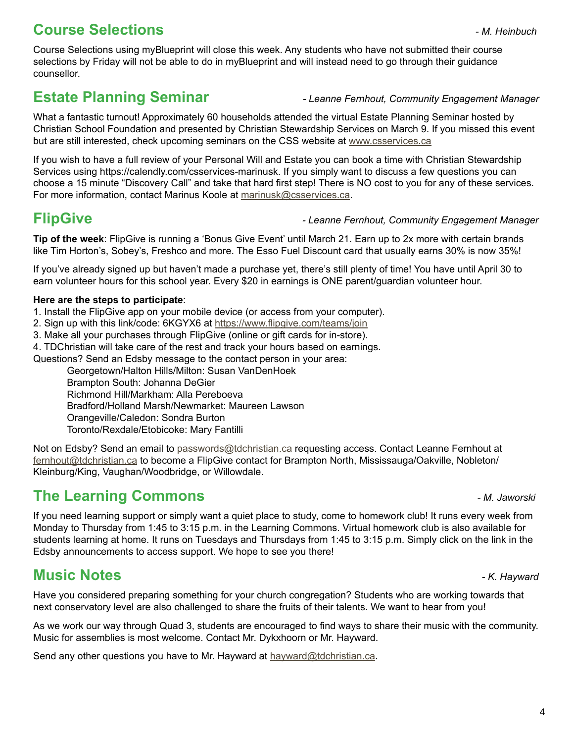## Course Selections

*- M. Heinbuch*

Course Selections using myBlueprint will close this week. Any students who have not submitted their course selections by Friday will not be able to do in myBlueprint and will instead need to go through their guidance counsellor.

## Estate Planning Seminar

*- Leanne Fernhout, Community Engagement Manager*

What a fantastic turnout! Approximately 60 households attended the virtual Estate Planning Seminar hosted by Christian School Foundation and presented by Christian Stewardship Services on March 9. If you missed this event but are still interested, check upcoming seminars on the CSS website at www.csservices.ca

If you wish to have a full review of your Personal Will and Estate you can book a time with Christian Stewardship Services using https://calendly.com/csservices-marinusk. If you simply want to discuss a few questions you can choose a 15 minute "Discovery Call" and take that hard first step! There is NO cost to you for any of these services. For more information, contact Marinus Koole at marinusk@csservices.ca.

## FlipGive

*- Leanne Fernhout, Community Engagement Manager*

**Tip of the week**: FlipGive is running a 'Bonus Give Event' until March 21. Earn up to 2x more with certain brands like Tim Horton's, Sobey's, Freshco and more. The Esso Fuel Discount card that usually earns 30% is now 35%!

If you've already signed up but haven't made a purchase yet, there's still plenty of time! You have until April 30 to earn volunteer hours for this school year. Every $20 in earnings is ONE parent/guardian volunteer hour.

**Here are the steps to participate**:

1. Install the FlipGive app on your mobile device (or access from your computer).
2. Sign up with this link/code: 6KGYX6 at https://www.flipgive.com/teams/join
3. Make all your purchases through FlipGive (online or gift cards for in-store).
4. TDChristian will take care of the rest and track your hours based on earnings.

Questions? Send an Edsby message to the contact person in your area:

- Georgetown/Halton Hills/Milton: Susan VanDenHoek
- Brampton South: Johanna DeGier
- Richmond Hill/Markham: Alla Pereboeva
- Bradford/Holland Marsh/Newmarket: Maureen Lawson
- Orangeville/Caledon: Sondra Burton
- Toronto/Rexdale/Etobicoke: Mary Fantilli

Not on Edsby? Send an email to passwords@tdchristian.ca requesting access. Contact Leanne Fernhout at fernhout@tdchristian.ca to become a FlipGive contact for Brampton North, Mississauga/Oakville, Nobleton/Kleinburg/King, Vaughan/Woodbridge, or Willowdale.

## The Learning Commons

*- M. Jaworski*

If you need learning support or simply want a quiet place to study, come to homework club! It runs every week from Monday to Thursday from 1:45 to 3:15 p.m. in the Learning Commons. Virtual homework club is also available for students learning at home. It runs on Tuesdays and Thursdays from 1:45 to 3:15 p.m. Simply click on the link in the Edsby announcements to access support. We hope to see you there!

## Music Notes

*- K. Hayward*

Have you considered preparing something for your church congregation? Students who are working towards that next conservatory level are also challenged to share the fruits of their talents. We want to hear from you!

As we work our way through Quad 3, students are encouraged to find ways to share their music with the community. Music for assemblies is most welcome. Contact Mr. Dykxhoorn or Mr. Hayward.

Send any other questions you have to Mr. Hayward at hayward@tdchristian.ca.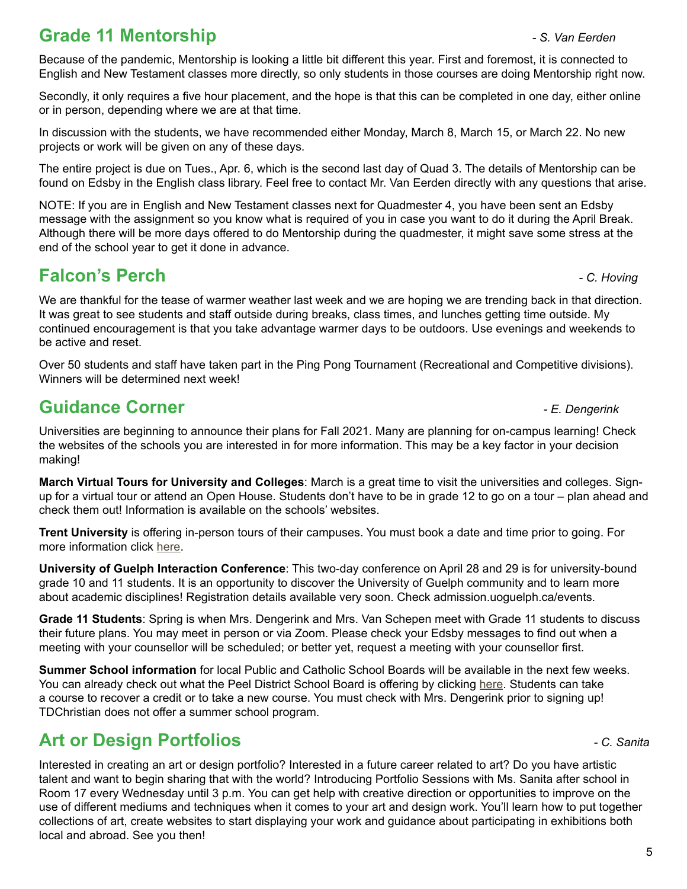## Grade 11 Mentorship

*- S. Van Eerden*

Because of the pandemic, Mentorship is looking a little bit different this year. First and foremost, it is connected to English and New Testament classes more directly, so only students in those courses are doing Mentorship right now.

Secondly, it only requires a five hour placement, and the hope is that this can be completed in one day, either online or in person, depending where we are at that time.

In discussion with the students, we have recommended either Monday, March 8, March 15, or March 22. No new projects or work will be given on any of these days.

The entire project is due on Tues., Apr. 6, which is the second last day of Quad 3. The details of Mentorship can be found on Edsby in the English class library. Feel free to contact Mr. Van Eerden directly with any questions that arise.

NOTE: If you are in English and New Testament classes next for Quadmester 4, you have been sent an Edsby message with the assignment so you know what is required of you in case you want to do it during the April Break. Although there will be more days offered to do Mentorship during the quadmester, it might save some stress at the end of the school year to get it done in advance.

## Falcon's Perch

*- C. Hoving*

We are thankful for the tease of warmer weather last week and we are hoping we are trending back in that direction. It was great to see students and staff outside during breaks, class times, and lunches getting time outside. My continued encouragement is that you take advantage warmer days to be outdoors. Use evenings and weekends to be active and reset.

Over 50 students and staff have taken part in the Ping Pong Tournament (Recreational and Competitive divisions). Winners will be determined next week!

## Guidance Corner

*- E. Dengerink*

Universities are beginning to announce their plans for Fall 2021. Many are planning for on-campus learning! Check the websites of the schools you are interested in for more information. This may be a key factor in your decision making!

**March Virtual Tours for University and Colleges**: March is a great time to visit the universities and colleges. Sign-up for a virtual tour or attend an Open House. Students don't have to be in grade 12 to go on a tour – plan ahead and check them out! Information is available on the schools' websites.

**Trent University** is offering in-person tours of their campuses. You must book a date and time prior to going. For more information click here.

**University of Guelph Interaction Conference**: This two-day conference on April 28 and 29 is for university-bound grade 10 and 11 students. It is an opportunity to discover the University of Guelph community and to learn more about academic disciplines! Registration details available very soon. Check admission.uoguelph.ca/events.

**Grade 11 Students**: Spring is when Mrs. Dengerink and Mrs. Van Schepen meet with Grade 11 students to discuss their future plans. You may meet in person or via Zoom. Please check your Edsby messages to find out when a meeting with your counsellor will be scheduled; or better yet, request a meeting with your counsellor first.

**Summer School information** for local Public and Catholic School Boards will be available in the next few weeks. You can already check out what the Peel District School Board is offering by clicking here. Students can take a course to recover a credit or to take a new course. You must check with Mrs. Dengerink prior to signing up! TDChristian does not offer a summer school program.

## Art or Design Portfolios

*- C. Sanita*

Interested in creating an art or design portfolio? Interested in a future career related to art? Do you have artistic talent and want to begin sharing that with the world? Introducing Portfolio Sessions with Ms. Sanita after school in Room 17 every Wednesday until 3 p.m. You can get help with creative direction or opportunities to improve on the use of different mediums and techniques when it comes to your art and design work. You'll learn how to put together collections of art, create websites to start displaying your work and guidance about participating in exhibitions both local and abroad. See you then!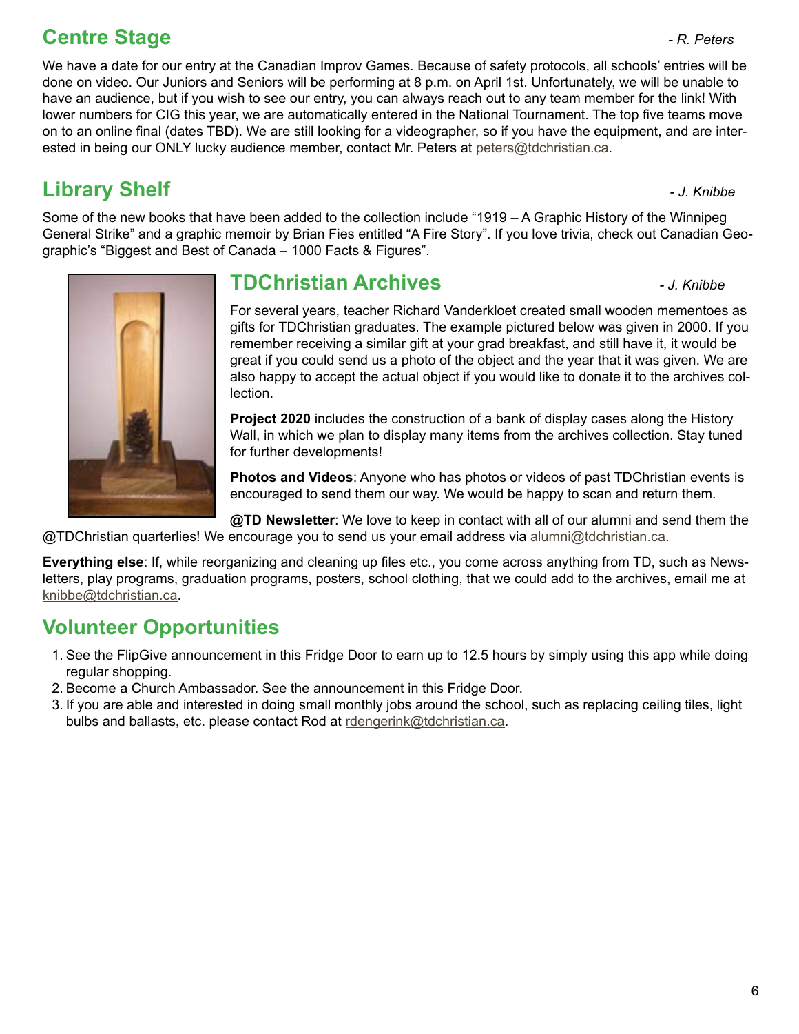## Centre Stage

*- R. Peters*

We have a date for our entry at the Canadian Improv Games. Because of safety protocols, all schools' entries will be done on video. Our Juniors and Seniors will be performing at 8 p.m. on April 1st. Unfortunately, we will be unable to have an audience, but if you wish to see our entry, you can always reach out to any team member for the link! With lower numbers for CIG this year, we are automatically entered in the National Tournament. The top five teams move on to an online final (dates TBD). We are still looking for a videographer, so if you have the equipment, and are interested in being our ONLY lucky audience member, contact Mr. Peters at peters@tdchristian.ca.

## Library Shelf

*- J. Knibbe*

Some of the new books that have been added to the collection include "1919 – A Graphic History of the Winnipeg General Strike" and a graphic memoir by Brian Fies entitled "A Fire Story". If you love trivia, check out Canadian Geographic's "Biggest and Best of Canada – 1000 Facts & Figures".

## TDChristian Archives

*- J. Knibbe*

For several years, teacher Richard Vanderkloet created small wooden mementoes as gifts for TDChristian graduates. The example pictured below was given in 2000. If you remember receiving a similar gift at your grad breakfast, and still have it, it would be great if you could send us a photo of the object and the year that it was given. We are also happy to accept the actual object if you would like to donate it to the archives collection.

**Project 2020** includes the construction of a bank of display cases along the History Wall, in which we plan to display many items from the archives collection. Stay tuned for further developments!

**Photos and Videos**: Anyone who has photos or videos of past TDChristian events is encouraged to send them our way. We would be happy to scan and return them.

**@TD Newsletter**: We love to keep in contact with all of our alumni and send them the @TDChristian quarterlies! We encourage you to send us your email address via alumni@tdchristian.ca.

**Everything else**: If, while reorganizing and cleaning up files etc., you come across anything from TD, such as Newsletters, play programs, graduation programs, posters, school clothing, that we could add to the archives, email me at knibbe@tdchristian.ca.

## Volunteer Opportunities

1. See the FlipGive announcement in this Fridge Door to earn up to 12.5 hours by simply using this app while doing regular shopping.
2. Become a Church Ambassador. See the announcement in this Fridge Door.
3. If you are able and interested in doing small monthly jobs around the school, such as replacing ceiling tiles, light bulbs and ballasts, etc. please contact Rod at rdengerink@tdchristian.ca.